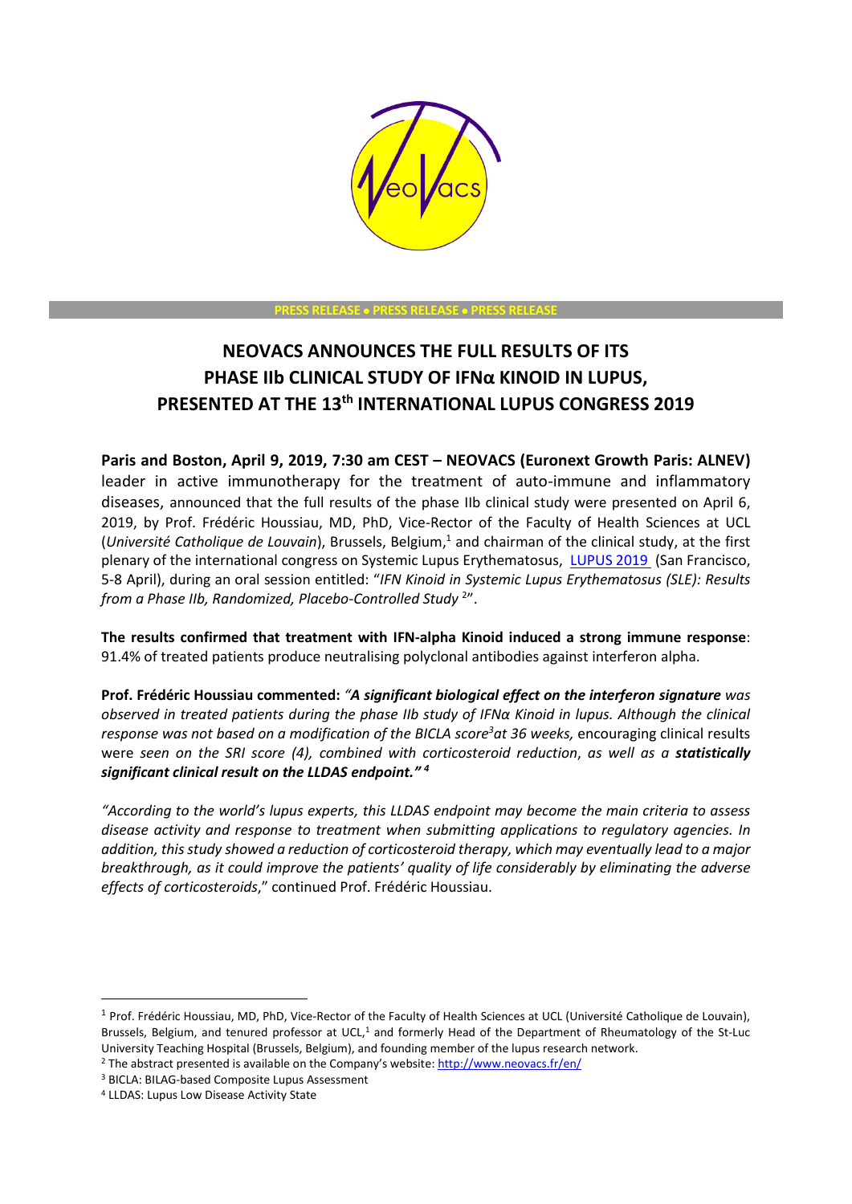PRESS RELEASE • PRESS RELEASE • PRESS RELEASE

# NEOVACS ANNOUNCES THE FULL RESULTS OF ITS PHASE IIb CLINICAL STUDY OF IFNα KINOID IN LUPUS, PRESENTED AT THE 13th INTERNATIONAL LUPUS CONGRESS 2019

**Paris and Boston, April 9, 2019, 7:30 am CEST – NEOVACS (Euronext Growth Paris: ALNEV)** leader in active immunotherapy for the treatment of auto-immune and inflammatory diseases, announced that the full results of the phase IIb clinical study were presented on April 6, 2019, by Prof. Frédéric Houssiau, MD, PhD, Vice-Rector of the Faculty of Health Sciences at UCL (*Université Catholique de Louvain*), Brussels, Belgium,[1] and chairman of the clinical study, at the first plenary of the international congress on Systemic Lupus Erythematosus, LUPUS 2019 (San Francisco, 5-8 April), during an oral session entitled: "*IFN Kinoid in Systemic Lupus Erythematosus (SLE): Results from a Phase IIb, Randomized, Placebo-Controlled Study* [2]".

**The results confirmed that treatment with IFN-alpha Kinoid induced a strong immune response**: 91.4% of treated patients produce neutralising polyclonal antibodies against interferon alpha.

**Prof. Frédéric Houssiau commented:** *"**A significant biological effect on the interferon signature** was observed in treated patients during the phase IIb study of IFNα Kinoid in lupus. Although the clinical response was not based on a modification of the BICLA score[3] at 36 weeks,* encouraging clinical results were *seen on the SRI score (4), combined with corticosteroid reduction*, *as well as a **statistically significant clinical result on the LLDAS endpoint."** [4]*

*"According to the world's lupus experts, this LLDAS endpoint may become the main criteria to assess disease activity and response to treatment when submitting applications to regulatory agencies. In addition, this study showed a reduction of corticosteroid therapy, which may eventually lead to a major breakthrough, as it could improve the patients' quality of life considerably by eliminating the adverse effects of corticosteroids*," continued Prof. Frédéric Houssiau.

---

[1] Prof. Frédéric Houssiau, MD, PhD, Vice-Rector of the Faculty of Health Sciences at UCL (Université Catholique de Louvain), Brussels, Belgium, and tenured professor at UCL,[1] and formerly Head of the Department of Rheumatology of the St-Luc University Teaching Hospital (Brussels, Belgium), and founding member of the lupus research network.

[2] The abstract presented is available on the Company's website: http://www.neovacs.fr/en/

[3] BICLA: BILAG-based Composite Lupus Assessment

[4] LLDAS: Lupus Low Disease Activity State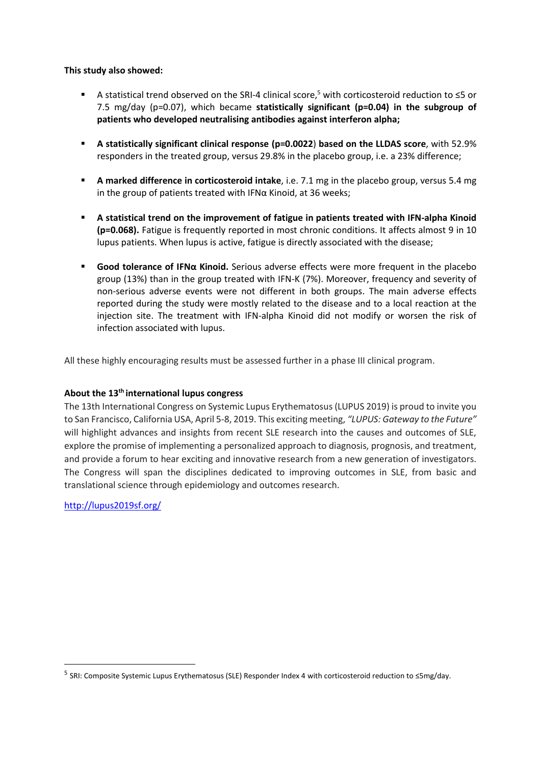**This study also showed:**

- A statistical trend observed on the SRI-4 clinical score,[5] with corticosteroid reduction to ≤5 or 7.5 mg/day (p=0.07), which became **statistically significant (p=0.04) in the subgroup of patients who developed neutralising antibodies against interferon alpha;**

- **A statistically significant clinical response (p=0.0022**) **based on the LLDAS score**, with 52.9% responders in the treated group, versus 29.8% in the placebo group, i.e. a 23% difference;

- **A marked difference in corticosteroid intake**, i.e. 7.1 mg in the placebo group, versus 5.4 mg in the group of patients treated with IFNα Kinoid, at 36 weeks;

- **A statistical trend on the improvement of fatigue in patients treated with IFN-alpha Kinoid (p=0.068).** Fatigue is frequently reported in most chronic conditions. It affects almost 9 in 10 lupus patients. When lupus is active, fatigue is directly associated with the disease;

- **Good tolerance of IFNα Kinoid.** Serious adverse effects were more frequent in the placebo group (13%) than in the group treated with IFN-K (7%). Moreover, frequency and severity of non-serious adverse events were not different in both groups. The main adverse effects reported during the study were mostly related to the disease and to a local reaction at the injection site. The treatment with IFN-alpha Kinoid did not modify or worsen the risk of infection associated with lupus.

All these highly encouraging results must be assessed further in a phase III clinical program.

**About the 13th international lupus congress**

The 13th International Congress on Systemic Lupus Erythematosus (LUPUS 2019) is proud to invite you to San Francisco, California USA, April 5-8, 2019. This exciting meeting, *"LUPUS: Gateway to the Future"* will highlight advances and insights from recent SLE research into the causes and outcomes of SLE, explore the promise of implementing a personalized approach to diagnosis, prognosis, and treatment, and provide a forum to hear exciting and innovative research from a new generation of investigators. The Congress will span the disciplines dedicated to improving outcomes in SLE, from basic and translational science through epidemiology and outcomes research.

http://lupus2019sf.org/

---

[5] SRI: Composite Systemic Lupus Erythematosus (SLE) Responder Index 4 with corticosteroid reduction to ≤5mg/day.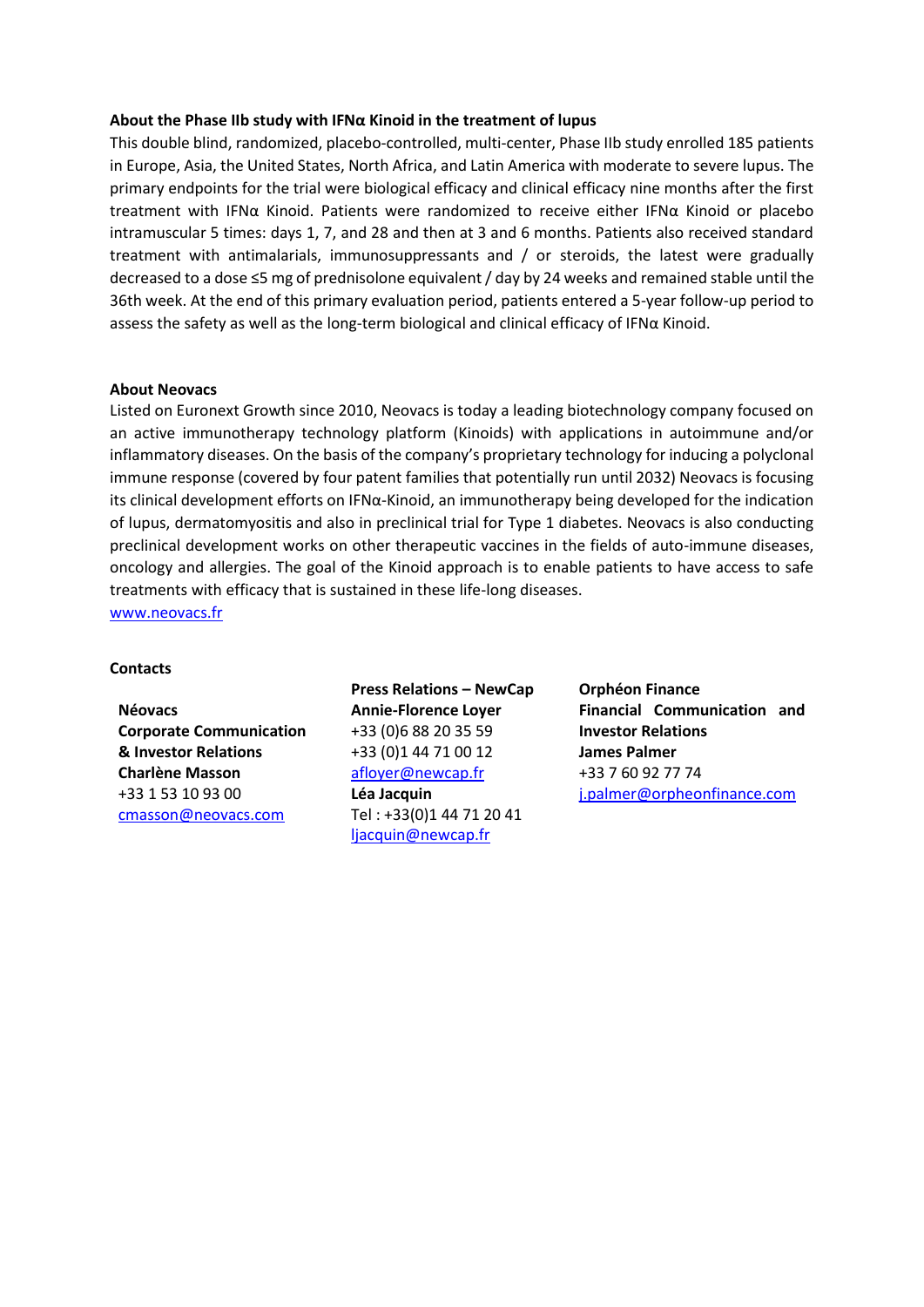**About the Phase IIb study with IFNα Kinoid in the treatment of lupus**

This double blind, randomized, placebo-controlled, multi-center, Phase IIb study enrolled 185 patients in Europe, Asia, the United States, North Africa, and Latin America with moderate to severe lupus. The primary endpoints for the trial were biological efficacy and clinical efficacy nine months after the first treatment with IFNα Kinoid. Patients were randomized to receive either IFNα Kinoid or placebo intramuscular 5 times: days 1, 7, and 28 and then at 3 and 6 months. Patients also received standard treatment with antimalarials, immunosuppressants and / or steroids, the latest were gradually decreased to a dose ≤5 mg of prednisolone equivalent / day by 24 weeks and remained stable until the 36th week. At the end of this primary evaluation period, patients entered a 5-year follow-up period to assess the safety as well as the long-term biological and clinical efficacy of IFNα Kinoid.

**About Neovacs**

Listed on Euronext Growth since 2010, Neovacs is today a leading biotechnology company focused on an active immunotherapy technology platform (Kinoids) with applications in autoimmune and/or inflammatory diseases. On the basis of the company's proprietary technology for inducing a polyclonal immune response (covered by four patent families that potentially run until 2032) Neovacs is focusing its clinical development efforts on IFNα-Kinoid, an immunotherapy being developed for the indication of lupus, dermatomyositis and also in preclinical trial for Type 1 diabetes. Neovacs is also conducting preclinical development works on other therapeutic vaccines in the fields of auto-immune diseases, oncology and allergies. The goal of the Kinoid approach is to enable patients to have access to safe treatments with efficacy that is sustained in these life-long diseases.

www.neovacs.fr

**Contacts**

**Néovacs**
**Corporate Communication & Investor Relations**
**Charlène Masson**
+33 1 53 10 93 00
cmasson@neovacs.com

**Press Relations – NewCap**
**Annie-Florence Loyer**
+33 (0)6 88 20 35 59
+33 (0)1 44 71 00 12
afloyer@newcap.fr
**Léa Jacquin**
Tel : +33(0)1 44 71 20 41
ljacquin@newcap.fr

**Orphéon Finance**
**Financial Communication and Investor Relations**
**James Palmer**
+33 7 60 92 77 74
j.palmer@orpheonfinance.com